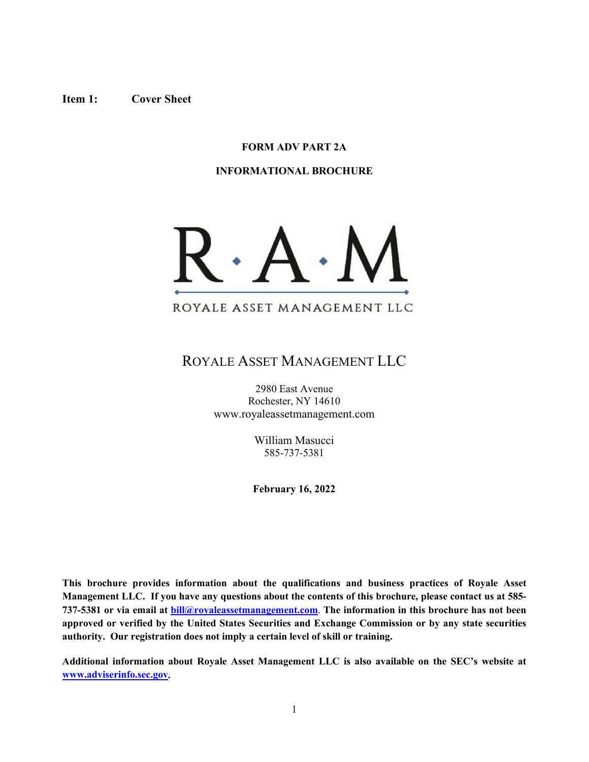**Item 1: Cover Sheet**

**FORM ADV PART 2A**

**INFORMATIONAL BROCHURE**

R·A·M

ROYALE ASSET MANAGEMENT LLC

# ROYALE ASSET MANAGEMENT LLC

2980 East Avenue
Rochester, NY 14610
www.royaleassetmanagement.com

William Masucci
585-737-5381

**February 16, 2022**

**This brochure provides information about the qualifications and business practices of Royale Asset Management LLC. If you have any questions about the contents of this brochure, please contact us at 585-737-5381 or via email at [bill@royaleassetmanagement.com](mailto:bill@royaleassetmanagement.com). The information in this brochure has not been approved or verified by the United States Securities and Exchange Commission or by any state securities authority. Our registration does not imply a certain level of skill or training.**

**Additional information about Royale Asset Management LLC is also available on the SEC's website at [www.adviserinfo.sec.gov](http://www.adviserinfo.sec.gov).**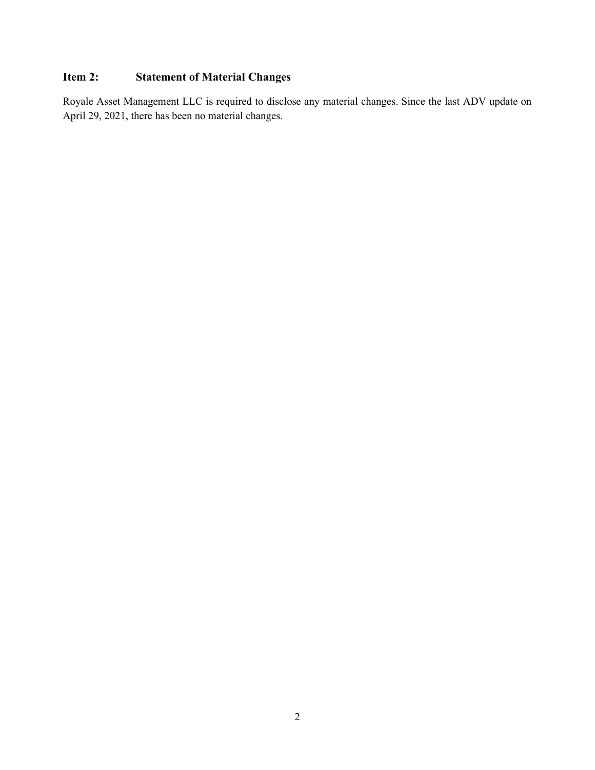## Item 2: Statement of Material Changes

Royale Asset Management LLC is required to disclose any material changes. Since the last ADV update on April 29, 2021, there has been no material changes.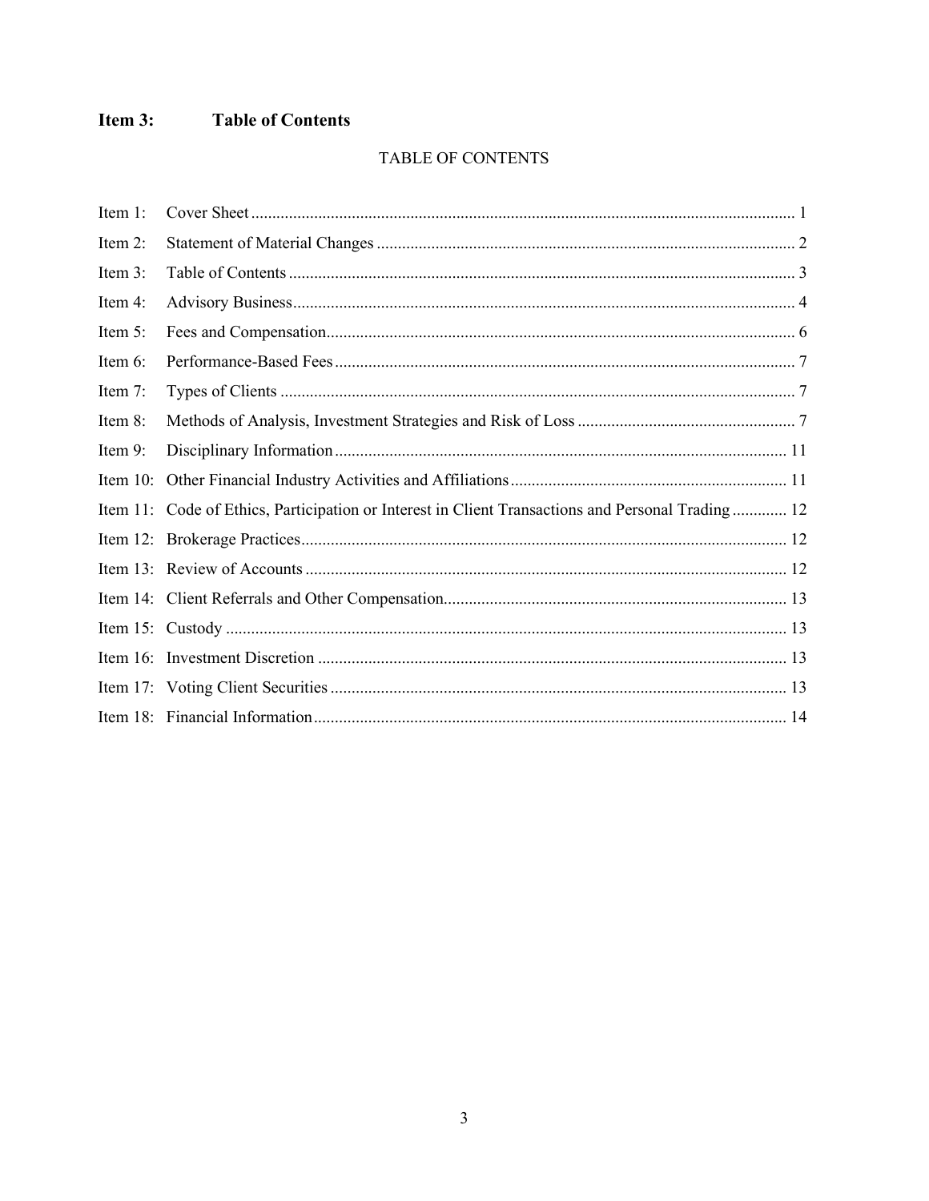## Item 3: Table of Contents

TABLE OF CONTENTS

| | | |
|---|---|---|
| Item 1: | Cover Sheet | 1 |
| Item 2: | Statement of Material Changes | 2 |
| Item 3: | Table of Contents | 3 |
| Item 4: | Advisory Business | 4 |
| Item 5: | Fees and Compensation | 6 |
| Item 6: | Performance-Based Fees | 7 |
| Item 7: | Types of Clients | 7 |
| Item 8: | Methods of Analysis, Investment Strategies and Risk of Loss | 7 |
| Item 9: | Disciplinary Information | 11 |
| Item 10: | Other Financial Industry Activities and Affiliations | 11 |
| Item 11: | Code of Ethics, Participation or Interest in Client Transactions and Personal Trading | 12 |
| Item 12: | Brokerage Practices | 12 |
| Item 13: | Review of Accounts | 12 |
| Item 14: | Client Referrals and Other Compensation | 13 |
| Item 15: | Custody | 13 |
| Item 16: | Investment Discretion | 13 |
| Item 17: | Voting Client Securities | 13 |
| Item 18: | Financial Information | 14 |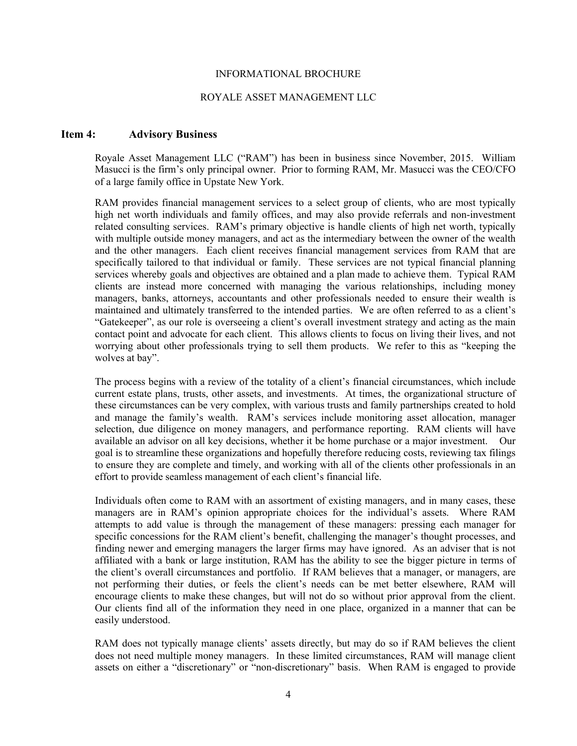INFORMATIONAL BROCHURE

ROYALE ASSET MANAGEMENT LLC

## Item 4: Advisory Business

Royale Asset Management LLC ("RAM") has been in business since November, 2015. William Masucci is the firm's only principal owner. Prior to forming RAM, Mr. Masucci was the CEO/CFO of a large family office in Upstate New York.

RAM provides financial management services to a select group of clients, who are most typically high net worth individuals and family offices, and may also provide referrals and non-investment related consulting services. RAM's primary objective is handle clients of high net worth, typically with multiple outside money managers, and act as the intermediary between the owner of the wealth and the other managers. Each client receives financial management services from RAM that are specifically tailored to that individual or family. These services are not typical financial planning services whereby goals and objectives are obtained and a plan made to achieve them. Typical RAM clients are instead more concerned with managing the various relationships, including money managers, banks, attorneys, accountants and other professionals needed to ensure their wealth is maintained and ultimately transferred to the intended parties. We are often referred to as a client's "Gatekeeper", as our role is overseeing a client's overall investment strategy and acting as the main contact point and advocate for each client. This allows clients to focus on living their lives, and not worrying about other professionals trying to sell them products. We refer to this as "keeping the wolves at bay".

The process begins with a review of the totality of a client's financial circumstances, which include current estate plans, trusts, other assets, and investments. At times, the organizational structure of these circumstances can be very complex, with various trusts and family partnerships created to hold and manage the family's wealth. RAM's services include monitoring asset allocation, manager selection, due diligence on money managers, and performance reporting. RAM clients will have available an advisor on all key decisions, whether it be home purchase or a major investment. Our goal is to streamline these organizations and hopefully therefore reducing costs, reviewing tax filings to ensure they are complete and timely, and working with all of the clients other professionals in an effort to provide seamless management of each client's financial life.

Individuals often come to RAM with an assortment of existing managers, and in many cases, these managers are in RAM's opinion appropriate choices for the individual's assets. Where RAM attempts to add value is through the management of these managers: pressing each manager for specific concessions for the RAM client's benefit, challenging the manager's thought processes, and finding newer and emerging managers the larger firms may have ignored. As an adviser that is not affiliated with a bank or large institution, RAM has the ability to see the bigger picture in terms of the client's overall circumstances and portfolio. If RAM believes that a manager, or managers, are not performing their duties, or feels the client's needs can be met better elsewhere, RAM will encourage clients to make these changes, but will not do so without prior approval from the client. Our clients find all of the information they need in one place, organized in a manner that can be easily understood.

RAM does not typically manage clients' assets directly, but may do so if RAM believes the client does not need multiple money managers. In these limited circumstances, RAM will manage client assets on either a "discretionary" or "non-discretionary" basis. When RAM is engaged to provide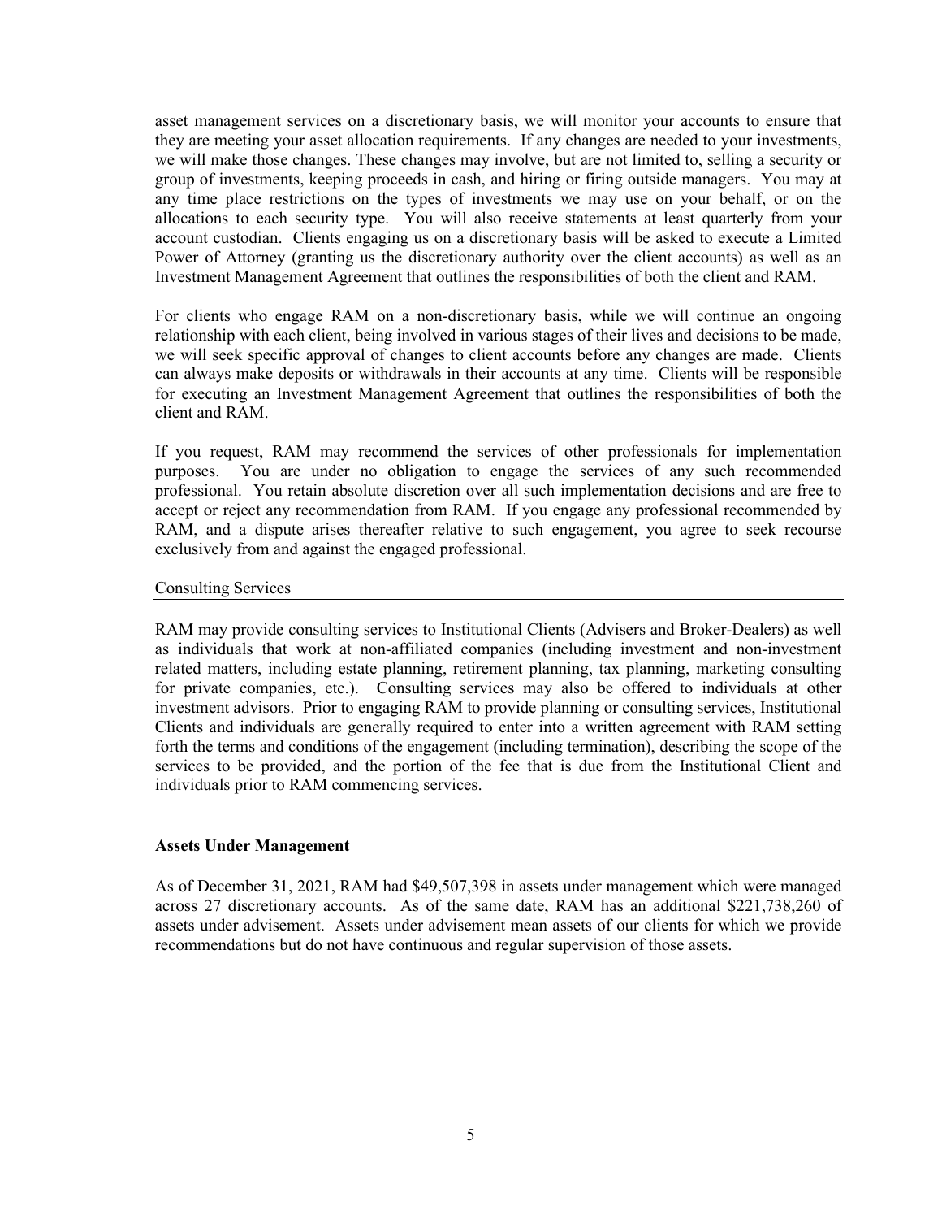asset management services on a discretionary basis, we will monitor your accounts to ensure that they are meeting your asset allocation requirements. If any changes are needed to your investments, we will make those changes. These changes may involve, but are not limited to, selling a security or group of investments, keeping proceeds in cash, and hiring or firing outside managers. You may at any time place restrictions on the types of investments we may use on your behalf, or on the allocations to each security type. You will also receive statements at least quarterly from your account custodian. Clients engaging us on a discretionary basis will be asked to execute a Limited Power of Attorney (granting us the discretionary authority over the client accounts) as well as an Investment Management Agreement that outlines the responsibilities of both the client and RAM.

For clients who engage RAM on a non-discretionary basis, while we will continue an ongoing relationship with each client, being involved in various stages of their lives and decisions to be made, we will seek specific approval of changes to client accounts before any changes are made. Clients can always make deposits or withdrawals in their accounts at any time. Clients will be responsible for executing an Investment Management Agreement that outlines the responsibilities of both the client and RAM.

If you request, RAM may recommend the services of other professionals for implementation purposes. You are under no obligation to engage the services of any such recommended professional. You retain absolute discretion over all such implementation decisions and are free to accept or reject any recommendation from RAM. If you engage any professional recommended by RAM, and a dispute arises thereafter relative to such engagement, you agree to seek recourse exclusively from and against the engaged professional.

### Consulting Services

RAM may provide consulting services to Institutional Clients (Advisers and Broker-Dealers) as well as individuals that work at non-affiliated companies (including investment and non-investment related matters, including estate planning, retirement planning, tax planning, marketing consulting for private companies, etc.). Consulting services may also be offered to individuals at other investment advisors. Prior to engaging RAM to provide planning or consulting services, Institutional Clients and individuals are generally required to enter into a written agreement with RAM setting forth the terms and conditions of the engagement (including termination), describing the scope of the services to be provided, and the portion of the fee that is due from the Institutional Client and individuals prior to RAM commencing services.

## Assets Under Management

As of December 31, 2021, RAM had $49,507,398 in assets under management which were managed across 27 discretionary accounts. As of the same date, RAM has an additional $221,738,260 of assets under advisement. Assets under advisement mean assets of our clients for which we provide recommendations but do not have continuous and regular supervision of those assets.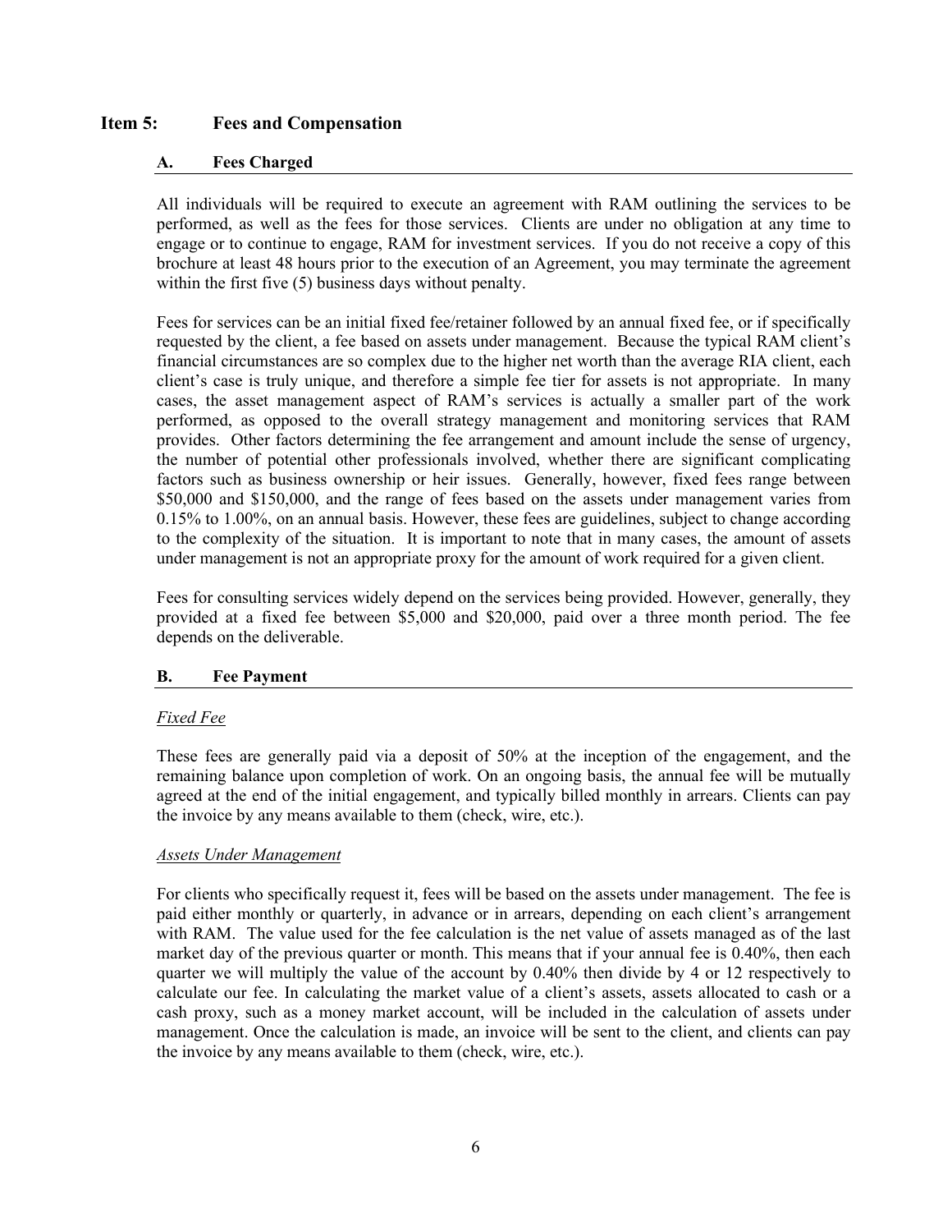## Item 5: Fees and Compensation

### A. Fees Charged

All individuals will be required to execute an agreement with RAM outlining the services to be performed, as well as the fees for those services. Clients are under no obligation at any time to engage or to continue to engage, RAM for investment services. If you do not receive a copy of this brochure at least 48 hours prior to the execution of an Agreement, you may terminate the agreement within the first five (5) business days without penalty.

Fees for services can be an initial fixed fee/retainer followed by an annual fixed fee, or if specifically requested by the client, a fee based on assets under management. Because the typical RAM client's financial circumstances are so complex due to the higher net worth than the average RIA client, each client's case is truly unique, and therefore a simple fee tier for assets is not appropriate. In many cases, the asset management aspect of RAM's services is actually a smaller part of the work performed, as opposed to the overall strategy management and monitoring services that RAM provides. Other factors determining the fee arrangement and amount include the sense of urgency, the number of potential other professionals involved, whether there are significant complicating factors such as business ownership or heir issues. Generally, however, fixed fees range between \$50,000 and \$150,000, and the range of fees based on the assets under management varies from 0.15% to 1.00%, on an annual basis. However, these fees are guidelines, subject to change according to the complexity of the situation. It is important to note that in many cases, the amount of assets under management is not an appropriate proxy for the amount of work required for a given client.

Fees for consulting services widely depend on the services being provided. However, generally, they provided at a fixed fee between \$5,000 and \$20,000, paid over a three month period. The fee depends on the deliverable.

### B. Fee Payment

*Fixed Fee*

These fees are generally paid via a deposit of 50% at the inception of the engagement, and the remaining balance upon completion of work. On an ongoing basis, the annual fee will be mutually agreed at the end of the initial engagement, and typically billed monthly in arrears. Clients can pay the invoice by any means available to them (check, wire, etc.).

*Assets Under Management*

For clients who specifically request it, fees will be based on the assets under management. The fee is paid either monthly or quarterly, in advance or in arrears, depending on each client's arrangement with RAM. The value used for the fee calculation is the net value of assets managed as of the last market day of the previous quarter or month. This means that if your annual fee is 0.40%, then each quarter we will multiply the value of the account by 0.40% then divide by 4 or 12 respectively to calculate our fee. In calculating the market value of a client's assets, assets allocated to cash or a cash proxy, such as a money market account, will be included in the calculation of assets under management. Once the calculation is made, an invoice will be sent to the client, and clients can pay the invoice by any means available to them (check, wire, etc.).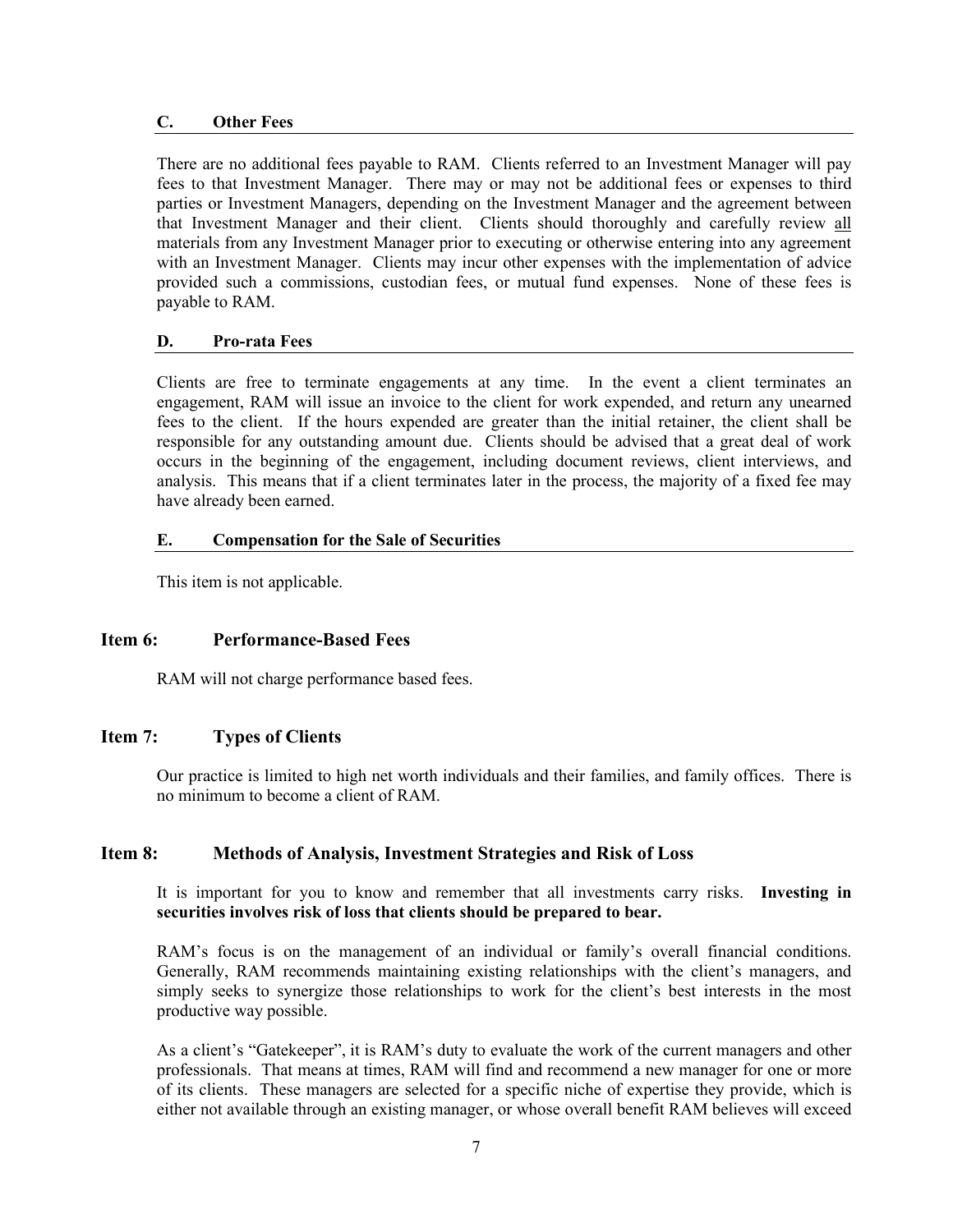### C. Other Fees

There are no additional fees payable to RAM. Clients referred to an Investment Manager will pay fees to that Investment Manager. There may or may not be additional fees or expenses to third parties or Investment Managers, depending on the Investment Manager and the agreement between that Investment Manager and their client. Clients should thoroughly and carefully review all materials from any Investment Manager prior to executing or otherwise entering into any agreement with an Investment Manager. Clients may incur other expenses with the implementation of advice provided such a commissions, custodian fees, or mutual fund expenses. None of these fees is payable to RAM.

### D. Pro-rata Fees

Clients are free to terminate engagements at any time. In the event a client terminates an engagement, RAM will issue an invoice to the client for work expended, and return any unearned fees to the client. If the hours expended are greater than the initial retainer, the client shall be responsible for any outstanding amount due. Clients should be advised that a great deal of work occurs in the beginning of the engagement, including document reviews, client interviews, and analysis. This means that if a client terminates later in the process, the majority of a fixed fee may have already been earned.

### E. Compensation for the Sale of Securities

This item is not applicable.

## Item 6: Performance-Based Fees

RAM will not charge performance based fees.

## Item 7: Types of Clients

Our practice is limited to high net worth individuals and their families, and family offices. There is no minimum to become a client of RAM.

## Item 8: Methods of Analysis, Investment Strategies and Risk of Loss

It is important for you to know and remember that all investments carry risks. **Investing in securities involves risk of loss that clients should be prepared to bear.**

RAM's focus is on the management of an individual or family's overall financial conditions. Generally, RAM recommends maintaining existing relationships with the client's managers, and simply seeks to synergize those relationships to work for the client's best interests in the most productive way possible.

As a client's "Gatekeeper", it is RAM's duty to evaluate the work of the current managers and other professionals. That means at times, RAM will find and recommend a new manager for one or more of its clients. These managers are selected for a specific niche of expertise they provide, which is either not available through an existing manager, or whose overall benefit RAM believes will exceed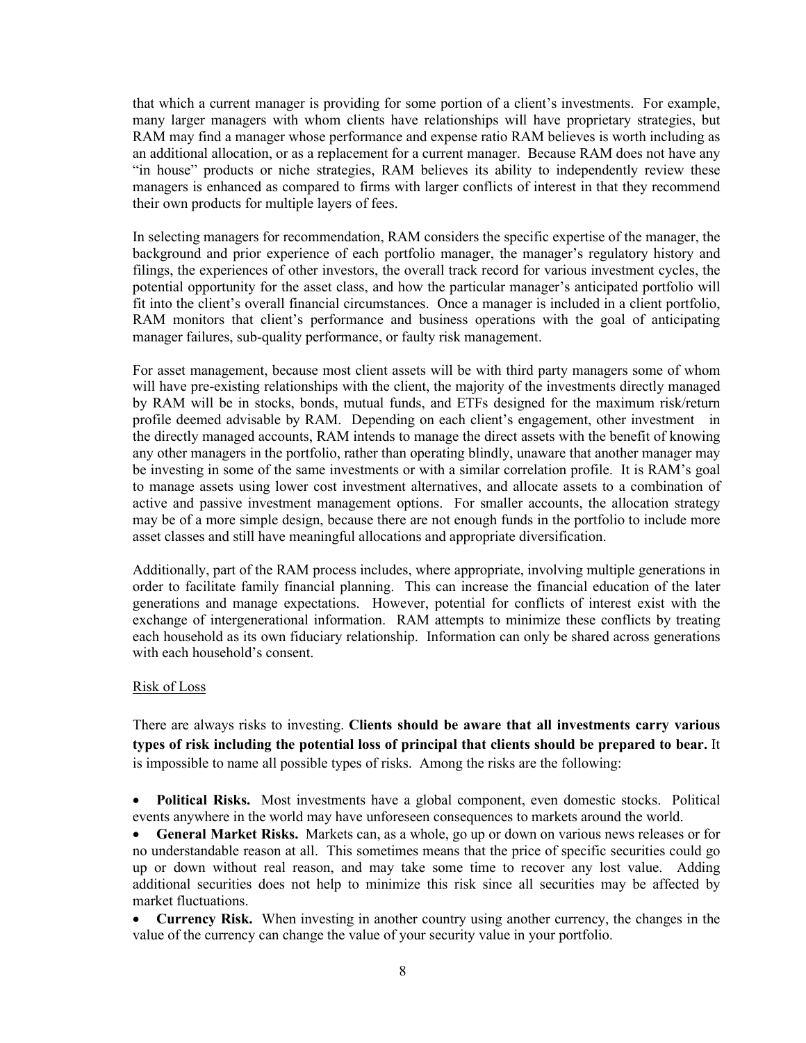that which a current manager is providing for some portion of a client's investments. For example, many larger managers with whom clients have relationships will have proprietary strategies, but RAM may find a manager whose performance and expense ratio RAM believes is worth including as an additional allocation, or as a replacement for a current manager. Because RAM does not have any "in house" products or niche strategies, RAM believes its ability to independently review these managers is enhanced as compared to firms with larger conflicts of interest in that they recommend their own products for multiple layers of fees.

In selecting managers for recommendation, RAM considers the specific expertise of the manager, the background and prior experience of each portfolio manager, the manager's regulatory history and filings, the experiences of other investors, the overall track record for various investment cycles, the potential opportunity for the asset class, and how the particular manager's anticipated portfolio will fit into the client's overall financial circumstances. Once a manager is included in a client portfolio, RAM monitors that client's performance and business operations with the goal of anticipating manager failures, sub-quality performance, or faulty risk management.

For asset management, because most client assets will be with third party managers some of whom will have pre-existing relationships with the client, the majority of the investments directly managed by RAM will be in stocks, bonds, mutual funds, and ETFs designed for the maximum risk/return profile deemed advisable by RAM. Depending on each client's engagement, other investment in the directly managed accounts, RAM intends to manage the direct assets with the benefit of knowing any other managers in the portfolio, rather than operating blindly, unaware that another manager may be investing in some of the same investments or with a similar correlation profile. It is RAM's goal to manage assets using lower cost investment alternatives, and allocate assets to a combination of active and passive investment management options. For smaller accounts, the allocation strategy may be of a more simple design, because there are not enough funds in the portfolio to include more asset classes and still have meaningful allocations and appropriate diversification.

Additionally, part of the RAM process includes, where appropriate, involving multiple generations in order to facilitate family financial planning. This can increase the financial education of the later generations and manage expectations. However, potential for conflicts of interest exist with the exchange of intergenerational information. RAM attempts to minimize these conflicts by treating each household as its own fiduciary relationship. Information can only be shared across generations with each household's consent.

Risk of Loss

There are always risks to investing. **Clients should be aware that all investments carry various types of risk including the potential loss of principal that clients should be prepared to bear.** It is impossible to name all possible types of risks. Among the risks are the following:

- **Political Risks.** Most investments have a global component, even domestic stocks. Political events anywhere in the world may have unforeseen consequences to markets around the world.
- **General Market Risks.** Markets can, as a whole, go up or down on various news releases or for no understandable reason at all. This sometimes means that the price of specific securities could go up or down without real reason, and may take some time to recover any lost value. Adding additional securities does not help to minimize this risk since all securities may be affected by market fluctuations.
- **Currency Risk.** When investing in another country using another currency, the changes in the value of the currency can change the value of your security value in your portfolio.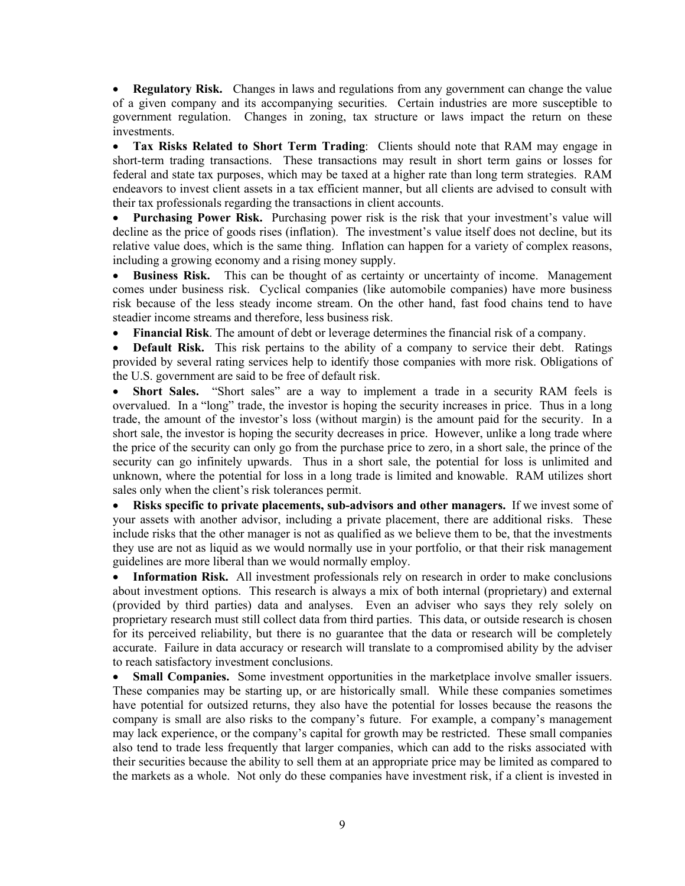- **Regulatory Risk.** Changes in laws and regulations from any government can change the value of a given company and its accompanying securities. Certain industries are more susceptible to government regulation. Changes in zoning, tax structure or laws impact the return on these investments.
- **Tax Risks Related to Short Term Trading**: Clients should note that RAM may engage in short-term trading transactions. These transactions may result in short term gains or losses for federal and state tax purposes, which may be taxed at a higher rate than long term strategies. RAM endeavors to invest client assets in a tax efficient manner, but all clients are advised to consult with their tax professionals regarding the transactions in client accounts.
- **Purchasing Power Risk.** Purchasing power risk is the risk that your investment's value will decline as the price of goods rises (inflation). The investment's value itself does not decline, but its relative value does, which is the same thing. Inflation can happen for a variety of complex reasons, including a growing economy and a rising money supply.
- **Business Risk.** This can be thought of as certainty or uncertainty of income. Management comes under business risk. Cyclical companies (like automobile companies) have more business risk because of the less steady income stream. On the other hand, fast food chains tend to have steadier income streams and therefore, less business risk.
- **Financial Risk**. The amount of debt or leverage determines the financial risk of a company.
- **Default Risk.** This risk pertains to the ability of a company to service their debt. Ratings provided by several rating services help to identify those companies with more risk. Obligations of the U.S. government are said to be free of default risk.
- **Short Sales.** "Short sales" are a way to implement a trade in a security RAM feels is overvalued. In a "long" trade, the investor is hoping the security increases in price. Thus in a long trade, the amount of the investor's loss (without margin) is the amount paid for the security. In a short sale, the investor is hoping the security decreases in price. However, unlike a long trade where the price of the security can only go from the purchase price to zero, in a short sale, the prince of the security can go infinitely upwards. Thus in a short sale, the potential for loss is unlimited and unknown, where the potential for loss in a long trade is limited and knowable. RAM utilizes short sales only when the client's risk tolerances permit.
- **Risks specific to private placements, sub-advisors and other managers.** If we invest some of your assets with another advisor, including a private placement, there are additional risks. These include risks that the other manager is not as qualified as we believe them to be, that the investments they use are not as liquid as we would normally use in your portfolio, or that their risk management guidelines are more liberal than we would normally employ.
- **Information Risk.** All investment professionals rely on research in order to make conclusions about investment options. This research is always a mix of both internal (proprietary) and external (provided by third parties) data and analyses. Even an adviser who says they rely solely on proprietary research must still collect data from third parties. This data, or outside research is chosen for its perceived reliability, but there is no guarantee that the data or research will be completely accurate. Failure in data accuracy or research will translate to a compromised ability by the adviser to reach satisfactory investment conclusions.
- **Small Companies.** Some investment opportunities in the marketplace involve smaller issuers. These companies may be starting up, or are historically small. While these companies sometimes have potential for outsized returns, they also have the potential for losses because the reasons the company is small are also risks to the company's future. For example, a company's management may lack experience, or the company's capital for growth may be restricted. These small companies also tend to trade less frequently that larger companies, which can add to the risks associated with their securities because the ability to sell them at an appropriate price may be limited as compared to the markets as a whole. Not only do these companies have investment risk, if a client is invested in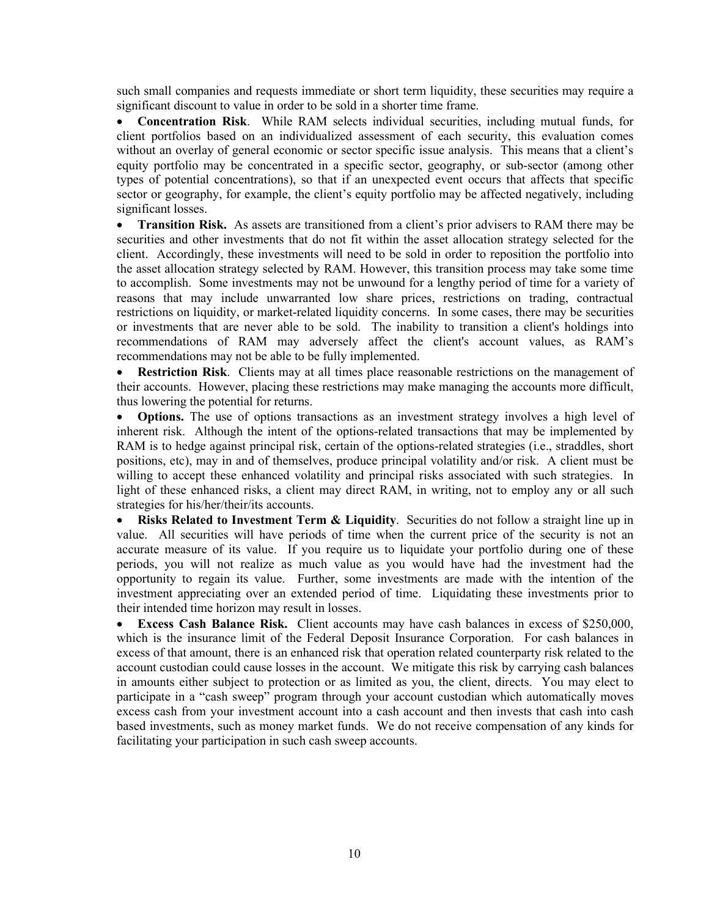such small companies and requests immediate or short term liquidity, these securities may require a significant discount to value in order to be sold in a shorter time frame.

- **Concentration Risk**. While RAM selects individual securities, including mutual funds, for client portfolios based on an individualized assessment of each security, this evaluation comes without an overlay of general economic or sector specific issue analysis. This means that a client's equity portfolio may be concentrated in a specific sector, geography, or sub-sector (among other types of potential concentrations), so that if an unexpected event occurs that affects that specific sector or geography, for example, the client's equity portfolio may be affected negatively, including significant losses.
- **Transition Risk.** As assets are transitioned from a client's prior advisers to RAM there may be securities and other investments that do not fit within the asset allocation strategy selected for the client. Accordingly, these investments will need to be sold in order to reposition the portfolio into the asset allocation strategy selected by RAM. However, this transition process may take some time to accomplish. Some investments may not be unwound for a lengthy period of time for a variety of reasons that may include unwarranted low share prices, restrictions on trading, contractual restrictions on liquidity, or market-related liquidity concerns. In some cases, there may be securities or investments that are never able to be sold. The inability to transition a client's holdings into recommendations of RAM may adversely affect the client's account values, as RAM's recommendations may not be able to be fully implemented.
- **Restriction Risk**. Clients may at all times place reasonable restrictions on the management of their accounts. However, placing these restrictions may make managing the accounts more difficult, thus lowering the potential for returns.
- **Options.** The use of options transactions as an investment strategy involves a high level of inherent risk. Although the intent of the options-related transactions that may be implemented by RAM is to hedge against principal risk, certain of the options-related strategies (i.e., straddles, short positions, etc), may in and of themselves, produce principal volatility and/or risk. A client must be willing to accept these enhanced volatility and principal risks associated with such strategies. In light of these enhanced risks, a client may direct RAM, in writing, not to employ any or all such strategies for his/her/their/its accounts.
- **Risks Related to Investment Term & Liquidity**. Securities do not follow a straight line up in value. All securities will have periods of time when the current price of the security is not an accurate measure of its value. If you require us to liquidate your portfolio during one of these periods, you will not realize as much value as you would have had the investment had the opportunity to regain its value. Further, some investments are made with the intention of the investment appreciating over an extended period of time. Liquidating these investments prior to their intended time horizon may result in losses.
- **Excess Cash Balance Risk.** Client accounts may have cash balances in excess of $250,000, which is the insurance limit of the Federal Deposit Insurance Corporation. For cash balances in excess of that amount, there is an enhanced risk that operation related counterparty risk related to the account custodian could cause losses in the account. We mitigate this risk by carrying cash balances in amounts either subject to protection or as limited as you, the client, directs. You may elect to participate in a "cash sweep" program through your account custodian which automatically moves excess cash from your investment account into a cash account and then invests that cash into cash based investments, such as money market funds. We do not receive compensation of any kinds for facilitating your participation in such cash sweep accounts.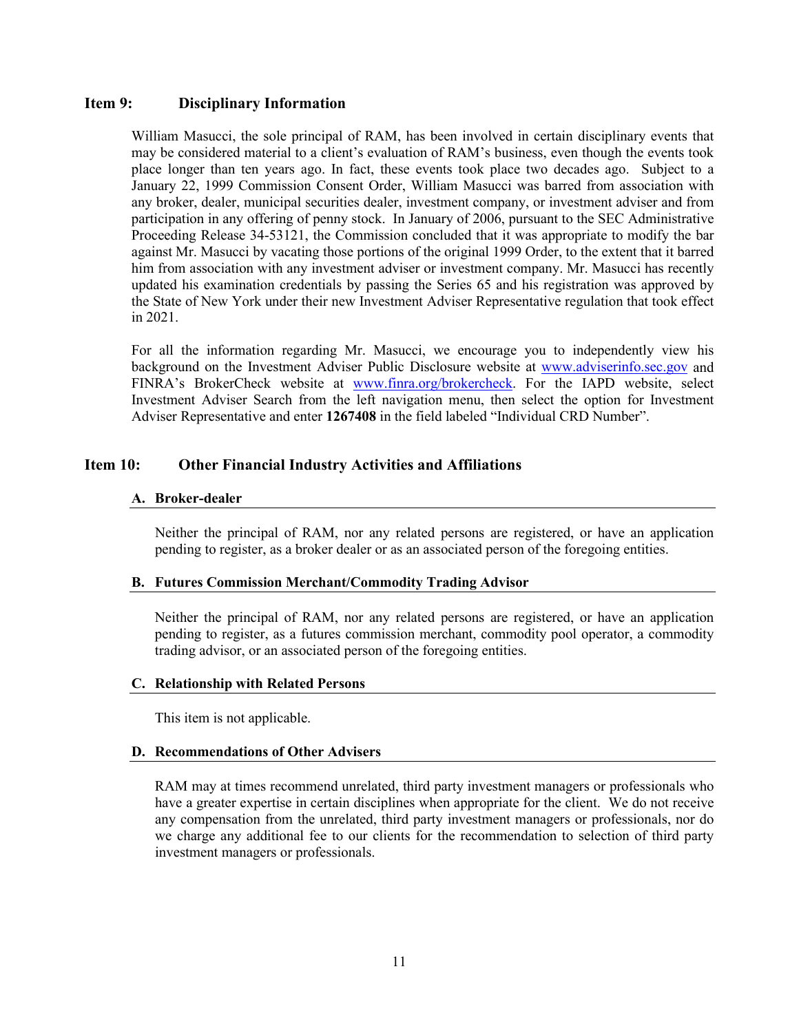## Item 9: Disciplinary Information

William Masucci, the sole principal of RAM, has been involved in certain disciplinary events that may be considered material to a client's evaluation of RAM's business, even though the events took place longer than ten years ago. In fact, these events took place two decades ago. Subject to a January 22, 1999 Commission Consent Order, William Masucci was barred from association with any broker, dealer, municipal securities dealer, investment company, or investment adviser and from participation in any offering of penny stock. In January of 2006, pursuant to the SEC Administrative Proceeding Release 34-53121, the Commission concluded that it was appropriate to modify the bar against Mr. Masucci by vacating those portions of the original 1999 Order, to the extent that it barred him from association with any investment adviser or investment company. Mr. Masucci has recently updated his examination credentials by passing the Series 65 and his registration was approved by the State of New York under their new Investment Adviser Representative regulation that took effect in 2021.

For all the information regarding Mr. Masucci, we encourage you to independently view his background on the Investment Adviser Public Disclosure website at www.adviserinfo.sec.gov and FINRA's BrokerCheck website at www.finra.org/brokercheck. For the IAPD website, select Investment Adviser Search from the left navigation menu, then select the option for Investment Adviser Representative and enter **1267408** in the field labeled "Individual CRD Number".

## Item 10: Other Financial Industry Activities and Affiliations

### A. Broker-dealer

Neither the principal of RAM, nor any related persons are registered, or have an application pending to register, as a broker dealer or as an associated person of the foregoing entities.

### B. Futures Commission Merchant/Commodity Trading Advisor

Neither the principal of RAM, nor any related persons are registered, or have an application pending to register, as a futures commission merchant, commodity pool operator, a commodity trading advisor, or an associated person of the foregoing entities.

### C. Relationship with Related Persons

This item is not applicable.

### D. Recommendations of Other Advisers

RAM may at times recommend unrelated, third party investment managers or professionals who have a greater expertise in certain disciplines when appropriate for the client. We do not receive any compensation from the unrelated, third party investment managers or professionals, nor do we charge any additional fee to our clients for the recommendation to selection of third party investment managers or professionals.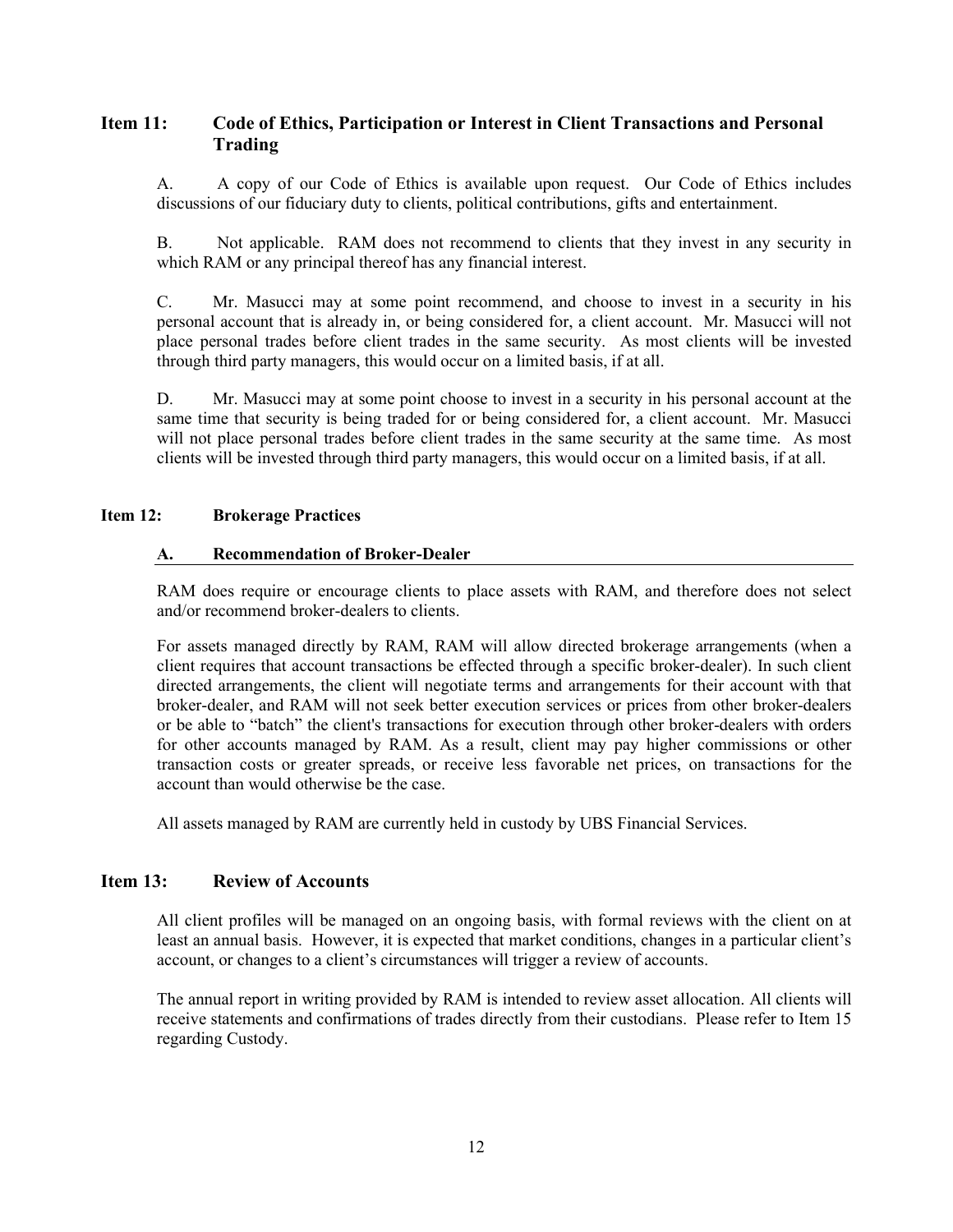## Item 11: Code of Ethics, Participation or Interest in Client Transactions and Personal Trading

A. A copy of our Code of Ethics is available upon request. Our Code of Ethics includes discussions of our fiduciary duty to clients, political contributions, gifts and entertainment.

B. Not applicable. RAM does not recommend to clients that they invest in any security in which RAM or any principal thereof has any financial interest.

C. Mr. Masucci may at some point recommend, and choose to invest in a security in his personal account that is already in, or being considered for, a client account. Mr. Masucci will not place personal trades before client trades in the same security. As most clients will be invested through third party managers, this would occur on a limited basis, if at all.

D. Mr. Masucci may at some point choose to invest in a security in his personal account at the same time that security is being traded for or being considered for, a client account. Mr. Masucci will not place personal trades before client trades in the same security at the same time. As most clients will be invested through third party managers, this would occur on a limited basis, if at all.

## Item 12: Brokerage Practices

### A. Recommendation of Broker-Dealer

RAM does require or encourage clients to place assets with RAM, and therefore does not select and/or recommend broker-dealers to clients.

For assets managed directly by RAM, RAM will allow directed brokerage arrangements (when a client requires that account transactions be effected through a specific broker-dealer). In such client directed arrangements, the client will negotiate terms and arrangements for their account with that broker-dealer, and RAM will not seek better execution services or prices from other broker-dealers or be able to "batch" the client's transactions for execution through other broker-dealers with orders for other accounts managed by RAM. As a result, client may pay higher commissions or other transaction costs or greater spreads, or receive less favorable net prices, on transactions for the account than would otherwise be the case.

All assets managed by RAM are currently held in custody by UBS Financial Services.

## Item 13: Review of Accounts

All client profiles will be managed on an ongoing basis, with formal reviews with the client on at least an annual basis. However, it is expected that market conditions, changes in a particular client's account, or changes to a client's circumstances will trigger a review of accounts.

The annual report in writing provided by RAM is intended to review asset allocation. All clients will receive statements and confirmations of trades directly from their custodians. Please refer to Item 15 regarding Custody.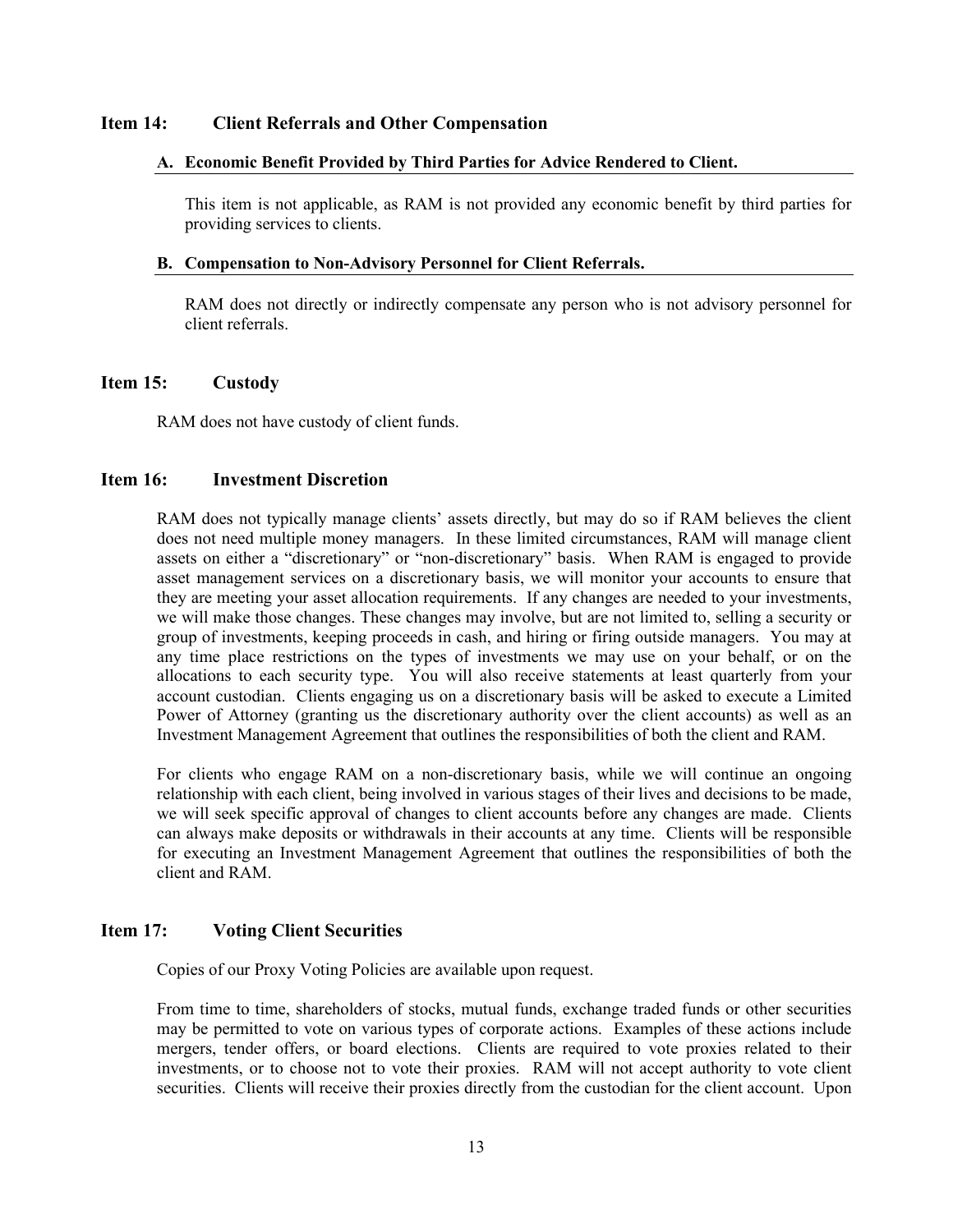## Item 14: Client Referrals and Other Compensation

### A. Economic Benefit Provided by Third Parties for Advice Rendered to Client.

This item is not applicable, as RAM is not provided any economic benefit by third parties for providing services to clients.

### B. Compensation to Non-Advisory Personnel for Client Referrals.

RAM does not directly or indirectly compensate any person who is not advisory personnel for client referrals.

## Item 15: Custody

RAM does not have custody of client funds.

## Item 16: Investment Discretion

RAM does not typically manage clients' assets directly, but may do so if RAM believes the client does not need multiple money managers. In these limited circumstances, RAM will manage client assets on either a "discretionary" or "non-discretionary" basis. When RAM is engaged to provide asset management services on a discretionary basis, we will monitor your accounts to ensure that they are meeting your asset allocation requirements. If any changes are needed to your investments, we will make those changes. These changes may involve, but are not limited to, selling a security or group of investments, keeping proceeds in cash, and hiring or firing outside managers. You may at any time place restrictions on the types of investments we may use on your behalf, or on the allocations to each security type. You will also receive statements at least quarterly from your account custodian. Clients engaging us on a discretionary basis will be asked to execute a Limited Power of Attorney (granting us the discretionary authority over the client accounts) as well as an Investment Management Agreement that outlines the responsibilities of both the client and RAM.

For clients who engage RAM on a non-discretionary basis, while we will continue an ongoing relationship with each client, being involved in various stages of their lives and decisions to be made, we will seek specific approval of changes to client accounts before any changes are made. Clients can always make deposits or withdrawals in their accounts at any time. Clients will be responsible for executing an Investment Management Agreement that outlines the responsibilities of both the client and RAM.

## Item 17: Voting Client Securities

Copies of our Proxy Voting Policies are available upon request.

From time to time, shareholders of stocks, mutual funds, exchange traded funds or other securities may be permitted to vote on various types of corporate actions. Examples of these actions include mergers, tender offers, or board elections. Clients are required to vote proxies related to their investments, or to choose not to vote their proxies. RAM will not accept authority to vote client securities. Clients will receive their proxies directly from the custodian for the client account. Upon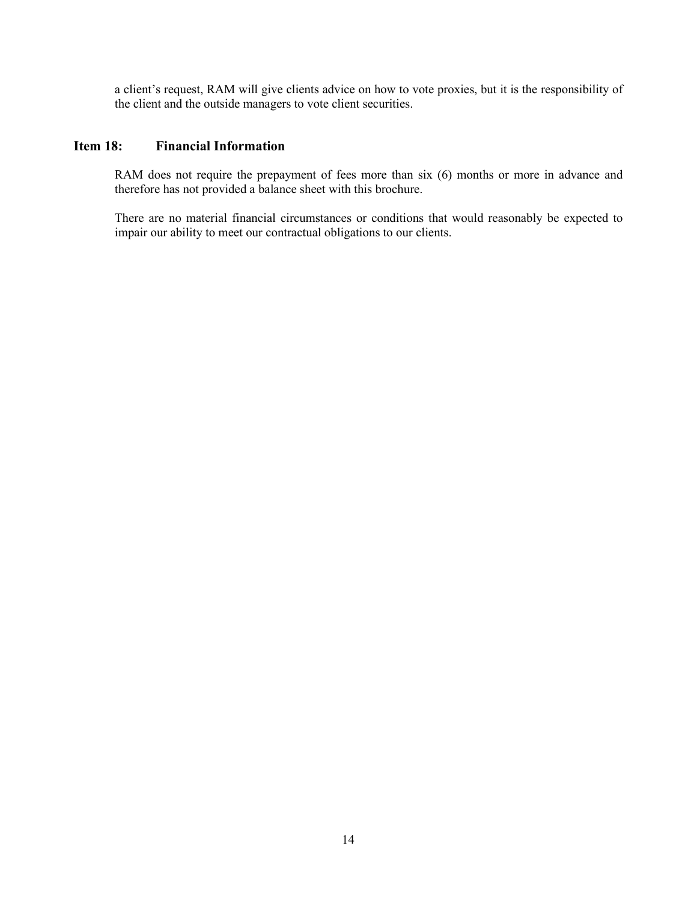a client's request, RAM will give clients advice on how to vote proxies, but it is the responsibility of the client and the outside managers to vote client securities.

## Item 18: Financial Information

RAM does not require the prepayment of fees more than six (6) months or more in advance and therefore has not provided a balance sheet with this brochure.

There are no material financial circumstances or conditions that would reasonably be expected to impair our ability to meet our contractual obligations to our clients.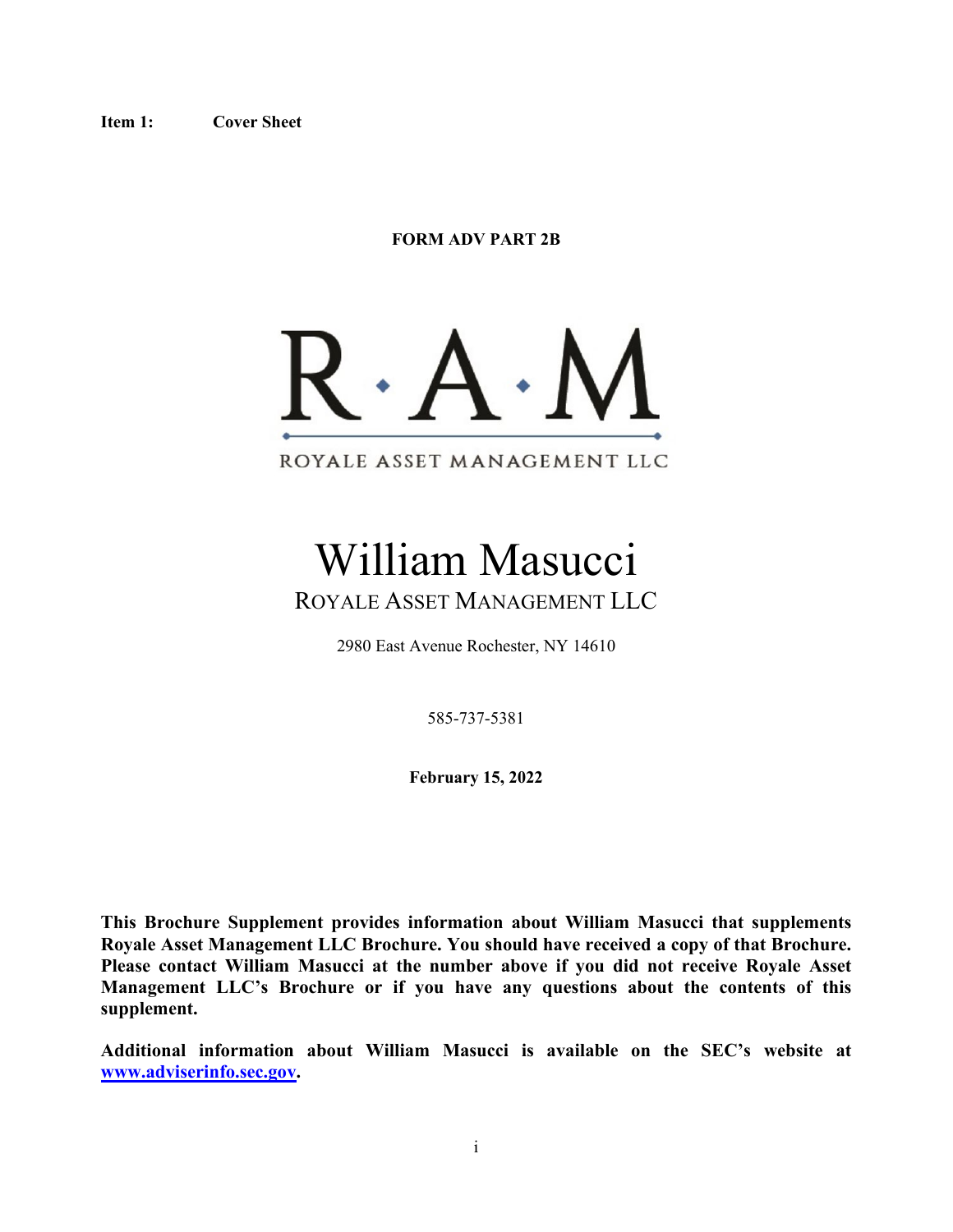**Item 1: Cover Sheet**

**FORM ADV PART 2B**

R·A·M

ROYALE ASSET MANAGEMENT LLC

# William Masucci

ROYALE ASSET MANAGEMENT LLC

2980 East Avenue Rochester, NY 14610

585-737-5381

**February 15, 2022**

**This Brochure Supplement provides information about William Masucci that supplements Royale Asset Management LLC Brochure. You should have received a copy of that Brochure. Please contact William Masucci at the number above if you did not receive Royale Asset Management LLC's Brochure or if you have any questions about the contents of this supplement.**

**Additional information about William Masucci is available on the SEC's website at [www.adviserinfo.sec.gov](http://www.adviserinfo.sec.gov).**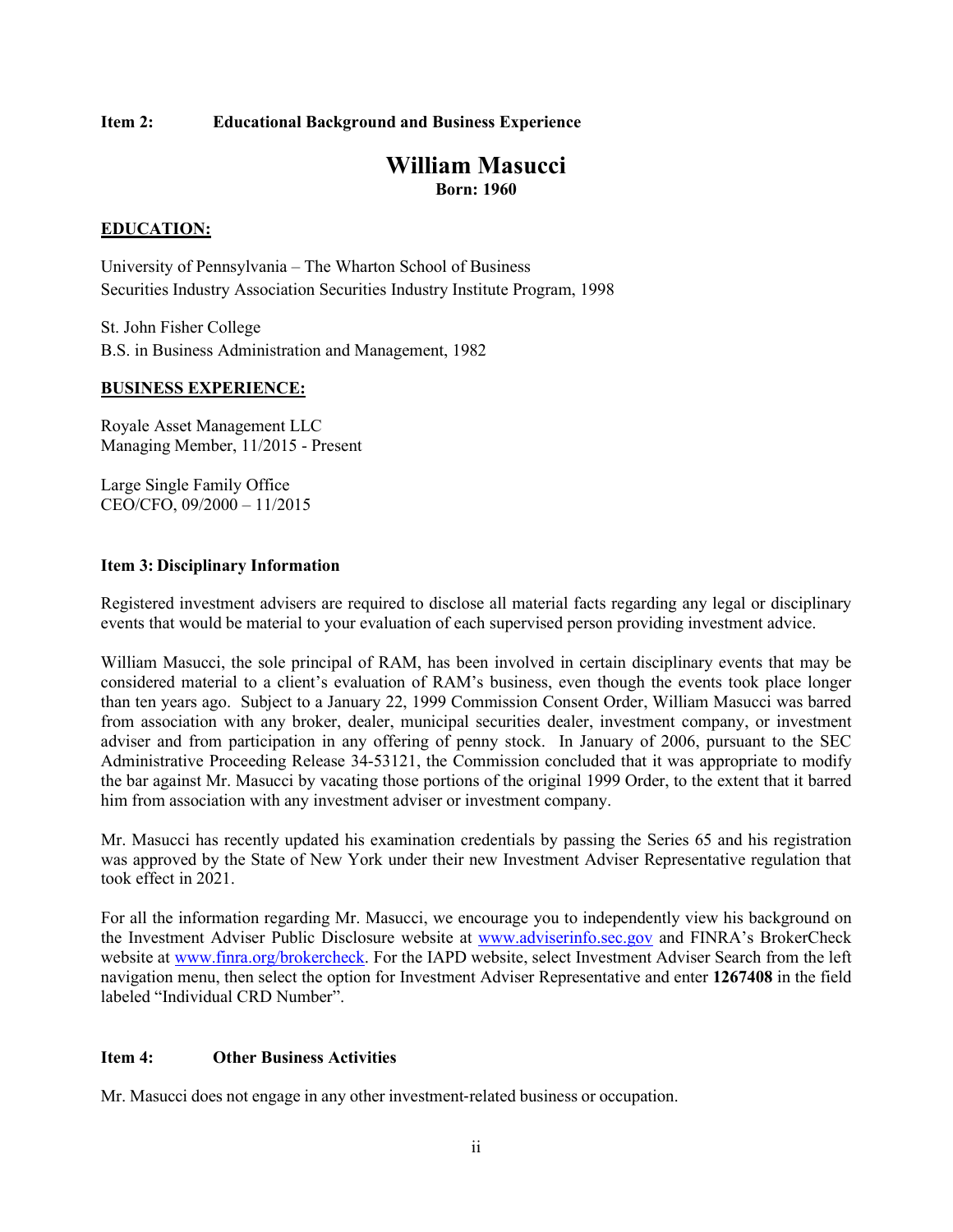## Item 2: Educational Background and Business Experience

# William Masucci

**Born: 1960**

**EDUCATION:**

University of Pennsylvania – The Wharton School of Business
Securities Industry Association Securities Industry Institute Program, 1998

St. John Fisher College
B.S. in Business Administration and Management, 1982

**BUSINESS EXPERIENCE:**

Royale Asset Management LLC
Managing Member, 11/2015 - Present

Large Single Family Office
CEO/CFO, 09/2000 – 11/2015

## Item 3: Disciplinary Information

Registered investment advisers are required to disclose all material facts regarding any legal or disciplinary events that would be material to your evaluation of each supervised person providing investment advice.

William Masucci, the sole principal of RAM, has been involved in certain disciplinary events that may be considered material to a client's evaluation of RAM's business, even though the events took place longer than ten years ago. Subject to a January 22, 1999 Commission Consent Order, William Masucci was barred from association with any broker, dealer, municipal securities dealer, investment company, or investment adviser and from participation in any offering of penny stock. In January of 2006, pursuant to the SEC Administrative Proceeding Release 34-53121, the Commission concluded that it was appropriate to modify the bar against Mr. Masucci by vacating those portions of the original 1999 Order, to the extent that it barred him from association with any investment adviser or investment company.

Mr. Masucci has recently updated his examination credentials by passing the Series 65 and his registration was approved by the State of New York under their new Investment Adviser Representative regulation that took effect in 2021.

For all the information regarding Mr. Masucci, we encourage you to independently view his background on the Investment Adviser Public Disclosure website at www.adviserinfo.sec.gov and FINRA's BrokerCheck website at www.finra.org/brokercheck. For the IAPD website, select Investment Adviser Search from the left navigation menu, then select the option for Investment Adviser Representative and enter **1267408** in the field labeled "Individual CRD Number".

## Item 4: Other Business Activities

Mr. Masucci does not engage in any other investment-related business or occupation.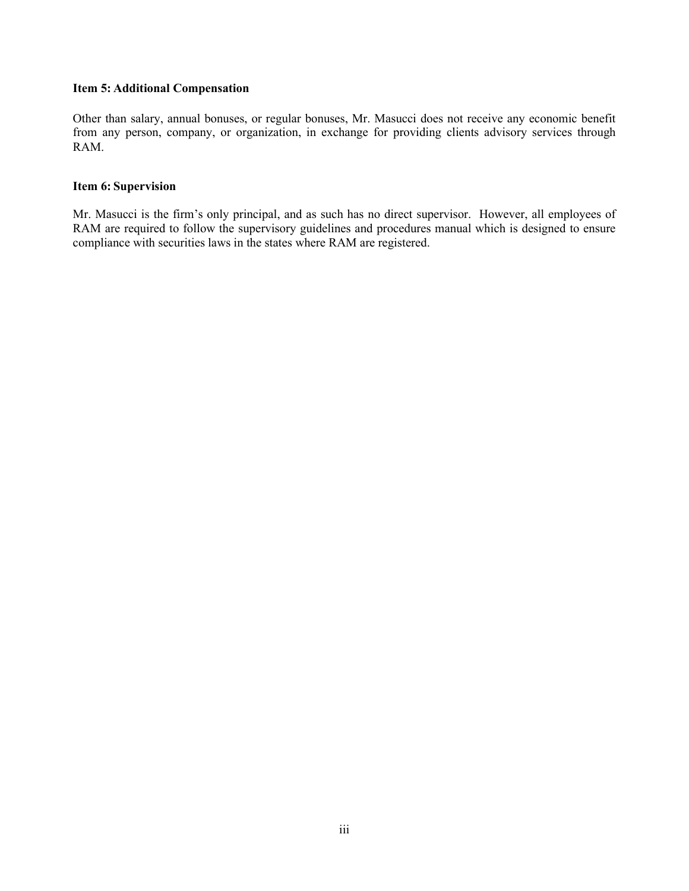**Item 5: Additional Compensation**

Other than salary, annual bonuses, or regular bonuses, Mr. Masucci does not receive any economic benefit from any person, company, or organization, in exchange for providing clients advisory services through RAM.

**Item 6: Supervision**

Mr. Masucci is the firm's only principal, and as such has no direct supervisor. However, all employees of RAM are required to follow the supervisory guidelines and procedures manual which is designed to ensure compliance with securities laws in the states where RAM are registered.